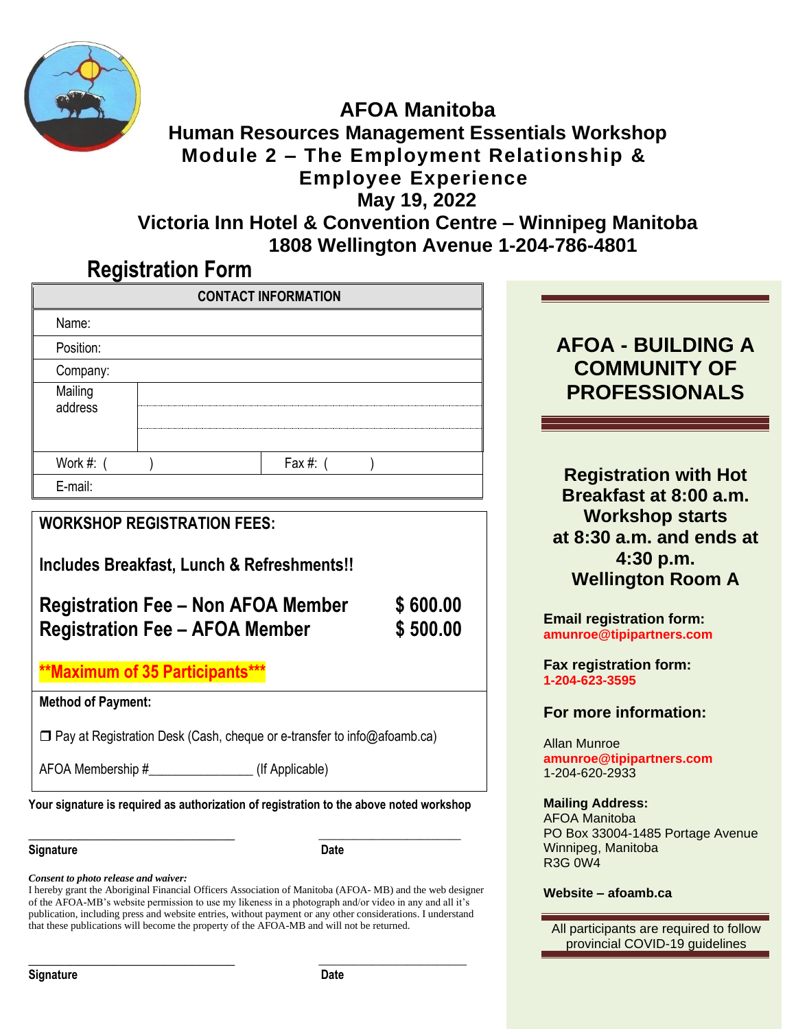# AFOA Manitoba

## Human Resources Management Essentials Workshop

## Module 2 – The Employment Relationship & Employee Experience

**May 19, 2022**

**Victoria Inn Hotel & Convention Centre – Winnipeg Manitoba**

**1808 Wellington Avenue 1-204-786-4801**

## Registration Form

| CONTACT INFORMATION | |
|---|---|
| Name: | |
| Position: | |
| Company: | |
| Mailing address | |
| Work #: ( ) | Fax #: ( ) |
| E-mail: | |

**WORKSHOP REGISTRATION FEES:**

**Includes Breakfast, Lunch & Refreshments!!**

| | |
|---|---|
| **Registration Fee – Non AFOA Member** | **$ 600.00** |
| **Registration Fee – AFOA Member** | **$ 500.00** |

****Maximum of 35 Participants*****

**Method of Payment:**

❒ Pay at Registration Desk (Cash, cheque or e-transfer to info@afoamb.ca)

AFOA Membership #_______________ (If Applicable)

**Your signature is required as authorization of registration to the above noted workshop**

_________________________________ _______________________

**Signature** **Date**

***Consent to photo release and waiver:***

I hereby grant the Aboriginal Financial Officers Association of Manitoba (AFOA- MB) and the web designer of the AFOA-MB's website permission to use my likeness in a photograph and/or video in any and all it's publication, including press and website entries, without payment or any other considerations. I understand that these publications will become the property of the AFOA-MB and will not be returned.

_________________________________ _______________________

**Signature** **Date**

## AFOA - BUILDING A COMMUNITY OF PROFESSIONALS

**Registration with Hot Breakfast at 8:00 a.m. Workshop starts at 8:30 a.m. and ends at 4:30 p.m. Wellington Room A**

**Email registration form:**
**amunroe@tipipartners.com**

**Fax registration form:**
**1-204-623-3595**

**For more information:**

Allan Munroe
**amunroe@tipipartners.com**
1-204-620-2933

**Mailing Address:**
AFOA Manitoba
PO Box 33004-1485 Portage Avenue
Winnipeg, Manitoba
R3G 0W4

**Website – afoamb.ca**

All participants are required to follow provincial COVID-19 guidelines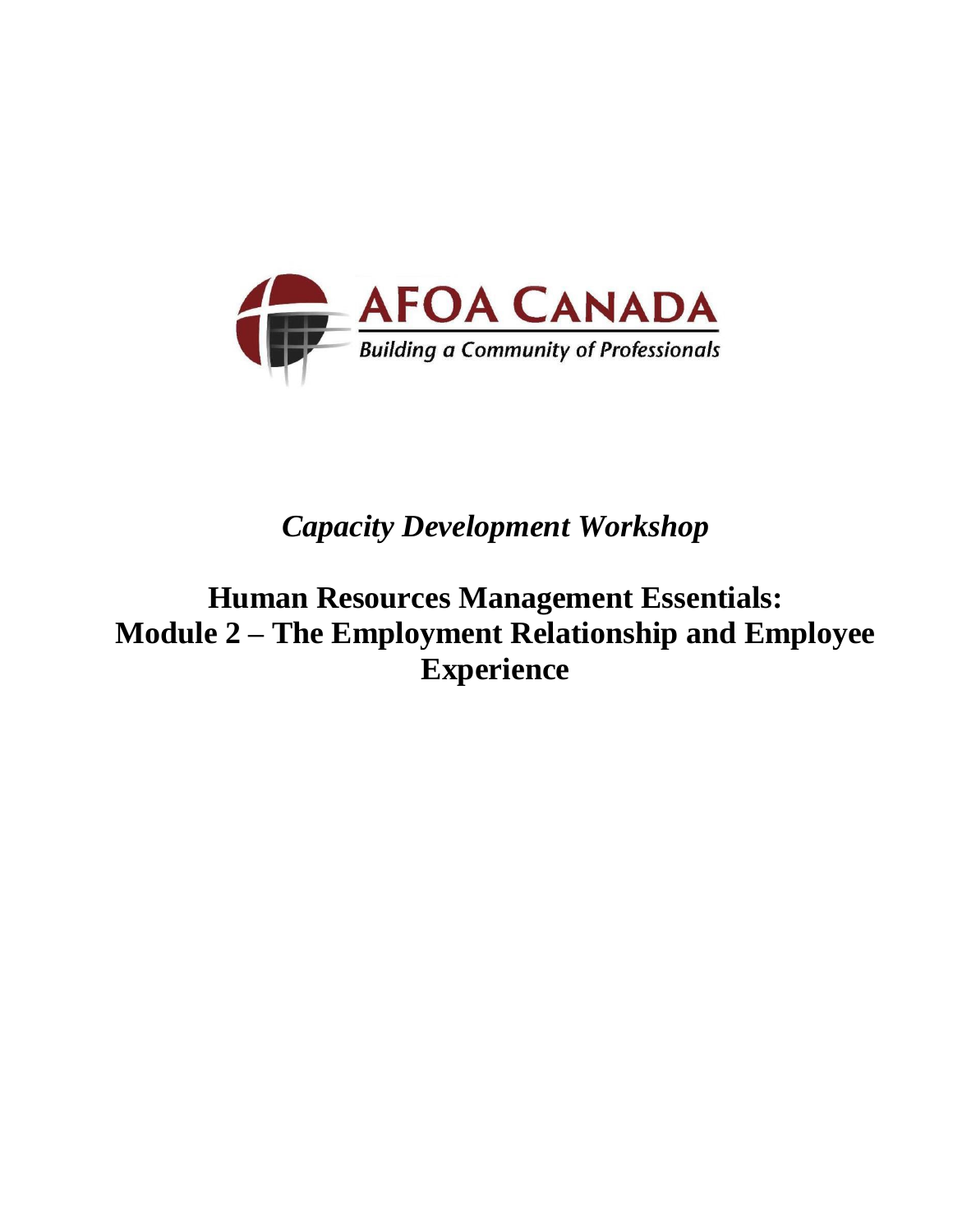AFOA CANADA

Building a Community of Professionals

*Capacity Development Workshop*

# Human Resources Management Essentials: Module 2 – The Employment Relationship and Employee Experience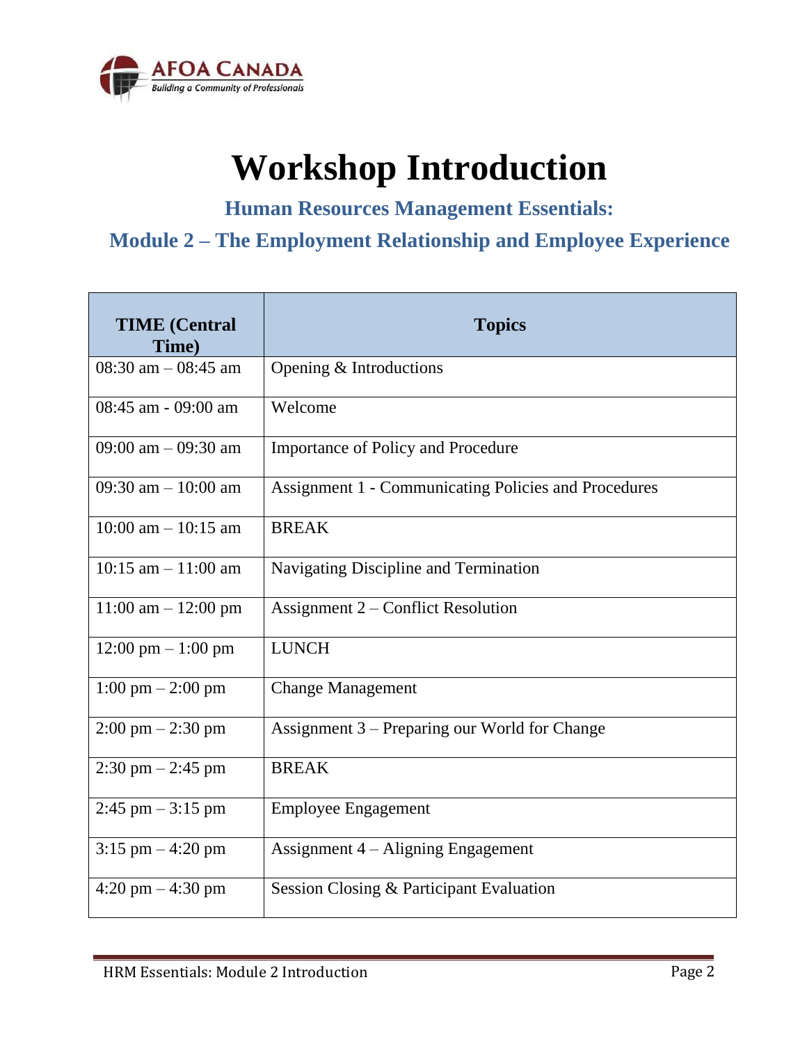# Workshop Introduction

## Human Resources Management Essentials:

## Module 2 – The Employment Relationship and Employee Experience

| TIME (Central Time) | Topics |
|---|---|
| 08:30 am – 08:45 am | Opening & Introductions |
| 08:45 am - 09:00 am | Welcome |
| 09:00 am – 09:30 am | Importance of Policy and Procedure |
| 09:30 am – 10:00 am | Assignment 1 - Communicating Policies and Procedures |
| 10:00 am – 10:15 am | BREAK |
| 10:15 am – 11:00 am | Navigating Discipline and Termination |
| 11:00 am – 12:00 pm | Assignment 2 – Conflict Resolution |
| 12:00 pm – 1:00 pm | LUNCH |
| 1:00 pm – 2:00 pm | Change Management |
| 2:00 pm – 2:30 pm | Assignment 3 – Preparing our World for Change |
| 2:30 pm – 2:45 pm | BREAK |
| 2:45 pm – 3:15 pm | Employee Engagement |
| 3:15 pm – 4:20 pm | Assignment 4 – Aligning Engagement |
| 4:20 pm – 4:30 pm | Session Closing & Participant Evaluation |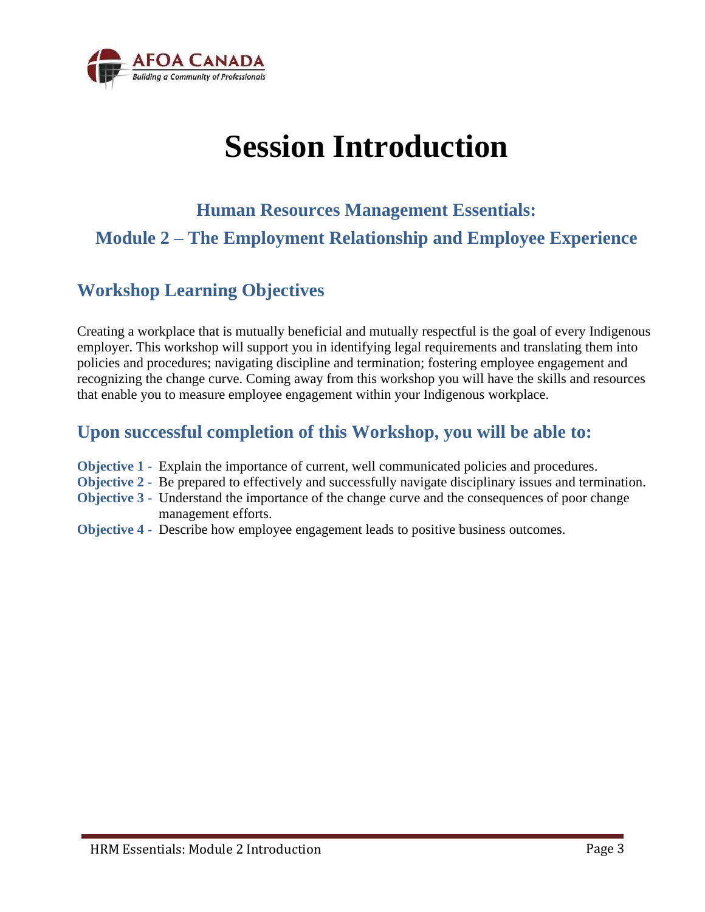# Session Introduction

## Human Resources Management Essentials:

## Module 2 – The Employment Relationship and Employee Experience

### Workshop Learning Objectives

Creating a workplace that is mutually beneficial and mutually respectful is the goal of every Indigenous employer. This workshop will support you in identifying legal requirements and translating them into policies and procedures; navigating discipline and termination; fostering employee engagement and recognizing the change curve. Coming away from this workshop you will have the skills and resources that enable you to measure employee engagement within your Indigenous workplace.

### Upon successful completion of this Workshop, you will be able to:

**Objective 1 -** Explain the importance of current, well communicated policies and procedures.
**Objective 2 -** Be prepared to effectively and successfully navigate disciplinary issues and termination.
**Objective 3 -** Understand the importance of the change curve and the consequences of poor change management efforts.
**Objective 4 -** Describe how employee engagement leads to positive business outcomes.